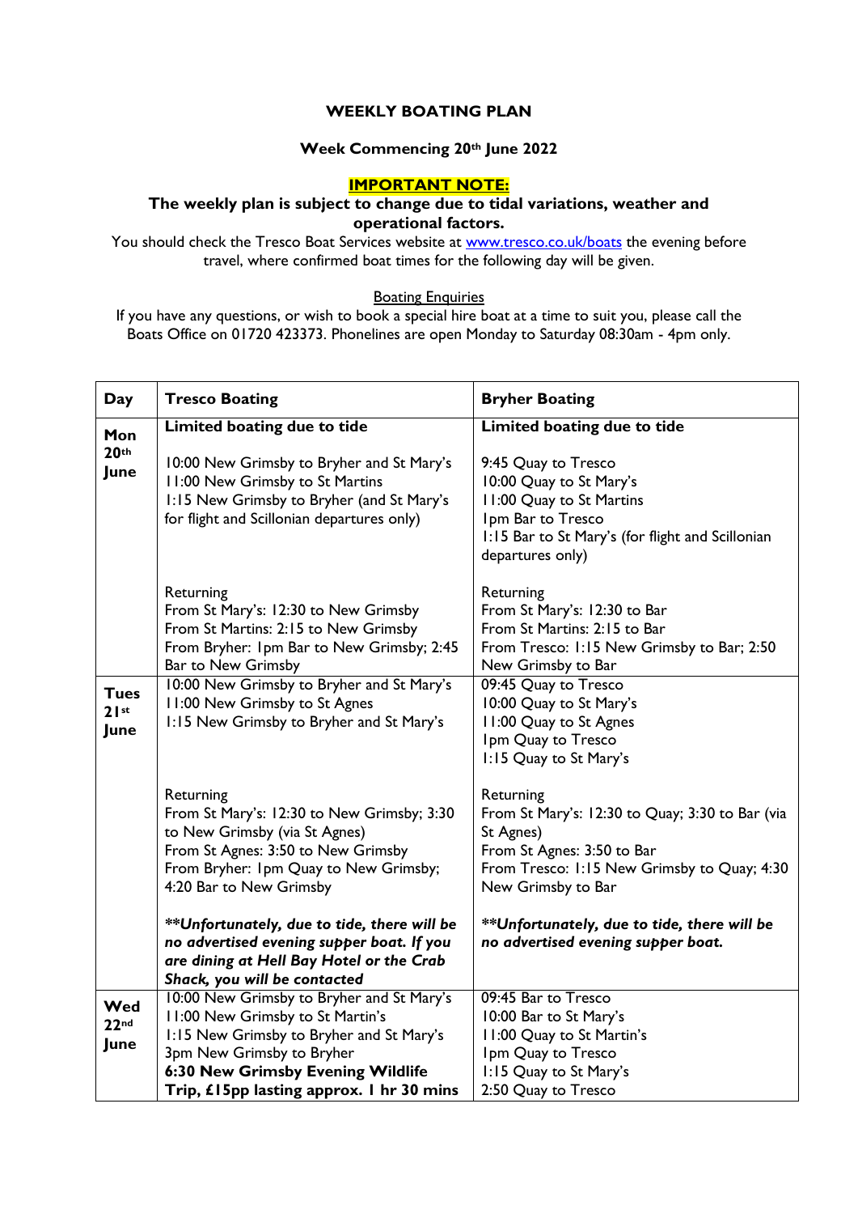# WEEKLY BOATING PLAN

## Week Commencing 20th June 2022

**IMPORTANT NOTE:**

**The weekly plan is subject to change due to tidal variations, weather and operational factors.**

You should check the Tresco Boat Services website at www.tresco.co.uk/boats the evening before travel, where confirmed boat times for the following day will be given.

Boating Enquiries

If you have any questions, or wish to book a special hire boat at a time to suit you, please call the Boats Office on 01720 423373. Phonelines are open Monday to Saturday 08:30am - 4pm only.

| Day | Tresco Boating | Bryher Boating |
| --- | --- | --- |
| **Mon 20th June** | **Limited boating due to tide**<br><br>10:00 New Grimsby to Bryher and St Mary's<br>11:00 New Grimsby to St Martins<br>1:15 New Grimsby to Bryher (and St Mary's for flight and Scillonian departures only)<br><br>Returning<br>From St Mary's: 12:30 to New Grimsby<br>From St Martins: 2:15 to New Grimsby<br>From Bryher: 1pm Bar to New Grimsby; 2:45 Bar to New Grimsby | **Limited boating due to tide**<br><br>9:45 Quay to Tresco<br>10:00 Quay to St Mary's<br>11:00 Quay to St Martins<br>1pm Bar to Tresco<br>1:15 Bar to St Mary's (for flight and Scillonian departures only)<br><br>Returning<br>From St Mary's: 12:30 to Bar<br>From St Martins: 2:15 to Bar<br>From Tresco: 1:15 New Grimsby to Bar; 2:50 New Grimsby to Bar |
| **Tues 21st June** | 10:00 New Grimsby to Bryher and St Mary's<br>11:00 New Grimsby to St Agnes<br>1:15 New Grimsby to Bryher and St Mary's<br><br>Returning<br>From St Mary's: 12:30 to New Grimsby; 3:30 to New Grimsby (via St Agnes)<br>From St Agnes: 3:50 to New Grimsby<br>From Bryher: 1pm Quay to New Grimsby; 4:20 Bar to New Grimsby<br><br>***\*\*Unfortunately, due to tide, there will be no advertised evening supper boat. If you are dining at Hell Bay Hotel or the Crab Shack, you will be contacted*** | 09:45 Quay to Tresco<br>10:00 Quay to St Mary's<br>11:00 Quay to St Agnes<br>1pm Quay to Tresco<br>1:15 Quay to St Mary's<br><br>Returning<br>From St Mary's: 12:30 to Quay; 3:30 to Bar (via St Agnes)<br>From St Agnes: 3:50 to Bar<br>From Tresco: 1:15 New Grimsby to Quay; 4:30 New Grimsby to Bar<br><br>***\*\*Unfortunately, due to tide, there will be no advertised evening supper boat.*** |
| **Wed 22nd June** | 10:00 New Grimsby to Bryher and St Mary's<br>11:00 New Grimsby to St Martin's<br>1:15 New Grimsby to Bryher and St Mary's<br>3pm New Grimsby to Bryher<br>**6:30 New Grimsby Evening Wildlife Trip, £15pp lasting approx. 1 hr 30 mins** | 09:45 Bar to Tresco<br>10:00 Bar to St Mary's<br>11:00 Quay to St Martin's<br>1pm Quay to Tresco<br>1:15 Quay to St Mary's<br>2:50 Quay to Tresco |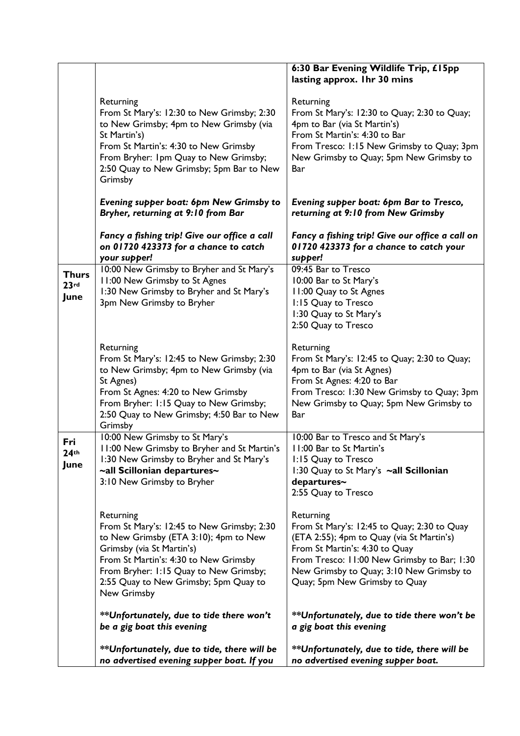| | | |
|---|---|---|
| | Returning<br>From St Mary's: 12:30 to New Grimsby; 2:30 to New Grimsby; 4pm to New Grimsby (via St Martin's)<br>From St Martin's: 4:30 to New Grimsby<br>From Bryher: 1pm Quay to New Grimsby; 2:50 Quay to New Grimsby; 5pm Bar to New Grimsby<br><br>***Evening supper boat: 6pm New Grimsby to Bryher, returning at 9:10 from Bar***<br><br>***Fancy a fishing trip! Give our office a call on 01720 423373 for a chance to catch your supper!*** | **6:30 Bar Evening Wildlife Trip, £15pp lasting approx. 1hr 30 mins**<br><br>Returning<br>From St Mary's: 12:30 to Quay; 2:30 to Quay; 4pm to Bar (via St Martin's)<br>From St Martin's: 4:30 to Bar<br>From Tresco: 1:15 New Grimsby to Quay; 3pm New Grimsby to Quay; 5pm New Grimsby to Bar<br><br>***Evening supper boat: 6pm Bar to Tresco, returning at 9:10 from New Grimsby***<br><br>***Fancy a fishing trip! Give our office a call on 01720 423373 for a chance to catch your supper!*** |
| **Thurs 23rd June** | 10:00 New Grimsby to Bryher and St Mary's<br>11:00 New Grimsby to St Agnes<br>1:30 New Grimsby to Bryher and St Mary's<br>3pm New Grimsby to Bryher<br><br>Returning<br>From St Mary's: 12:45 to New Grimsby; 2:30 to New Grimsby; 4pm to New Grimsby (via St Agnes)<br>From St Agnes: 4:20 to New Grimsby<br>From Bryher: 1:15 Quay to New Grimsby; 2:50 Quay to New Grimsby; 4:50 Bar to New Grimsby | 09:45 Bar to Tresco<br>10:00 Bar to St Mary's<br>11:00 Quay to St Agnes<br>1:15 Quay to Tresco<br>1:30 Quay to St Mary's<br>2:50 Quay to Tresco<br><br>Returning<br>From St Mary's: 12:45 to Quay; 2:30 to Quay; 4pm to Bar (via St Agnes)<br>From St Agnes: 4:20 to Bar<br>From Tresco: 1:30 New Grimsby to Quay; 3pm New Grimsby to Quay; 5pm New Grimsby to Bar |
| **Fri 24th June** | 10:00 New Grimsby to St Mary's<br>11:00 New Grimsby to Bryher and St Martin's<br>1:30 New Grimsby to Bryher and St Mary's **~all Scillonian departures~**<br>3:10 New Grimsby to Bryher<br><br>Returning<br>From St Mary's: 12:45 to New Grimsby; 2:30 to New Grimsby (ETA 3:10); 4pm to New Grimsby (via St Martin's)<br>From St Martin's: 4:30 to New Grimsby<br>From Bryher: 1:15 Quay to New Grimsby; 2:55 Quay to New Grimsby; 5pm Quay to New Grimsby<br><br>***\*\*Unfortunately, due to tide there won't be a gig boat this evening***<br><br>***\*\*Unfortunately, due to tide, there will be no advertised evening supper boat. If you*** | 10:00 Bar to Tresco and St Mary's<br>11:00 Bar to St Martin's<br>1:15 Quay to Tresco<br>1:30 Quay to St Mary's **~all Scillonian departures~**<br>2:55 Quay to Tresco<br><br>Returning<br>From St Mary's: 12:45 to Quay; 2:30 to Quay (ETA 2:55); 4pm to Quay (via St Martin's)<br>From St Martin's: 4:30 to Quay<br>From Tresco: 11:00 New Grimsby to Bar; 1:30 New Grimsby to Quay; 3:10 New Grimsby to Quay; 5pm New Grimsby to Quay<br><br>***\*\*Unfortunately, due to tide there won't be a gig boat this evening***<br><br>***\*\*Unfortunately, due to tide, there will be no advertised evening supper boat.*** |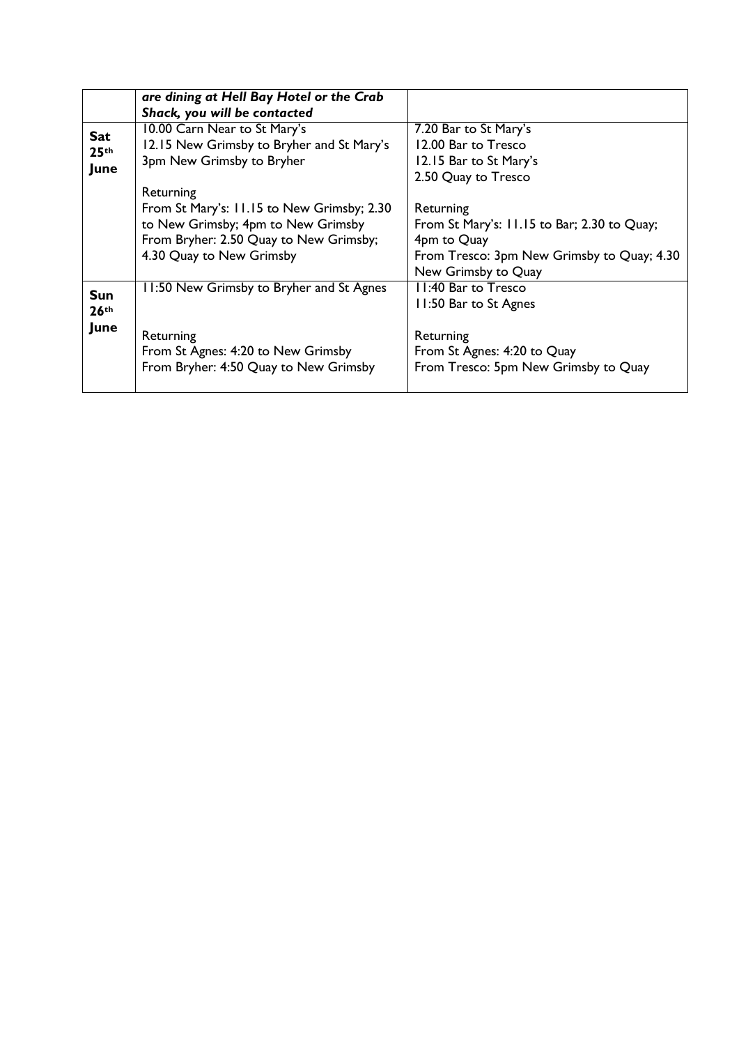| | | |
|---|---|---|
| | ***are dining at Hell Bay Hotel or the Crab Shack, you will be contacted*** | |
| **Sat 25th June** | 10.00 Carn Near to St Mary's<br>12.15 New Grimsby to Bryher and St Mary's<br>3pm New Grimsby to Bryher<br><br>Returning<br>From St Mary's: 11.15 to New Grimsby; 2.30 to New Grimsby; 4pm to New Grimsby<br>From Bryher: 2.50 Quay to New Grimsby; 4.30 Quay to New Grimsby | 7.20 Bar to St Mary's<br>12.00 Bar to Tresco<br>12.15 Bar to St Mary's<br>2.50 Quay to Tresco<br><br>Returning<br>From St Mary's: 11.15 to Bar; 2.30 to Quay; 4pm to Quay<br>From Tresco: 3pm New Grimsby to Quay; 4.30 New Grimsby to Quay |
| **Sun 26th June** | 11:50 New Grimsby to Bryher and St Agnes<br><br>Returning<br>From St Agnes: 4:20 to New Grimsby<br>From Bryher: 4:50 Quay to New Grimsby | 11:40 Bar to Tresco<br>11:50 Bar to St Agnes<br><br>Returning<br>From St Agnes: 4:20 to Quay<br>From Tresco: 5pm New Grimsby to Quay |